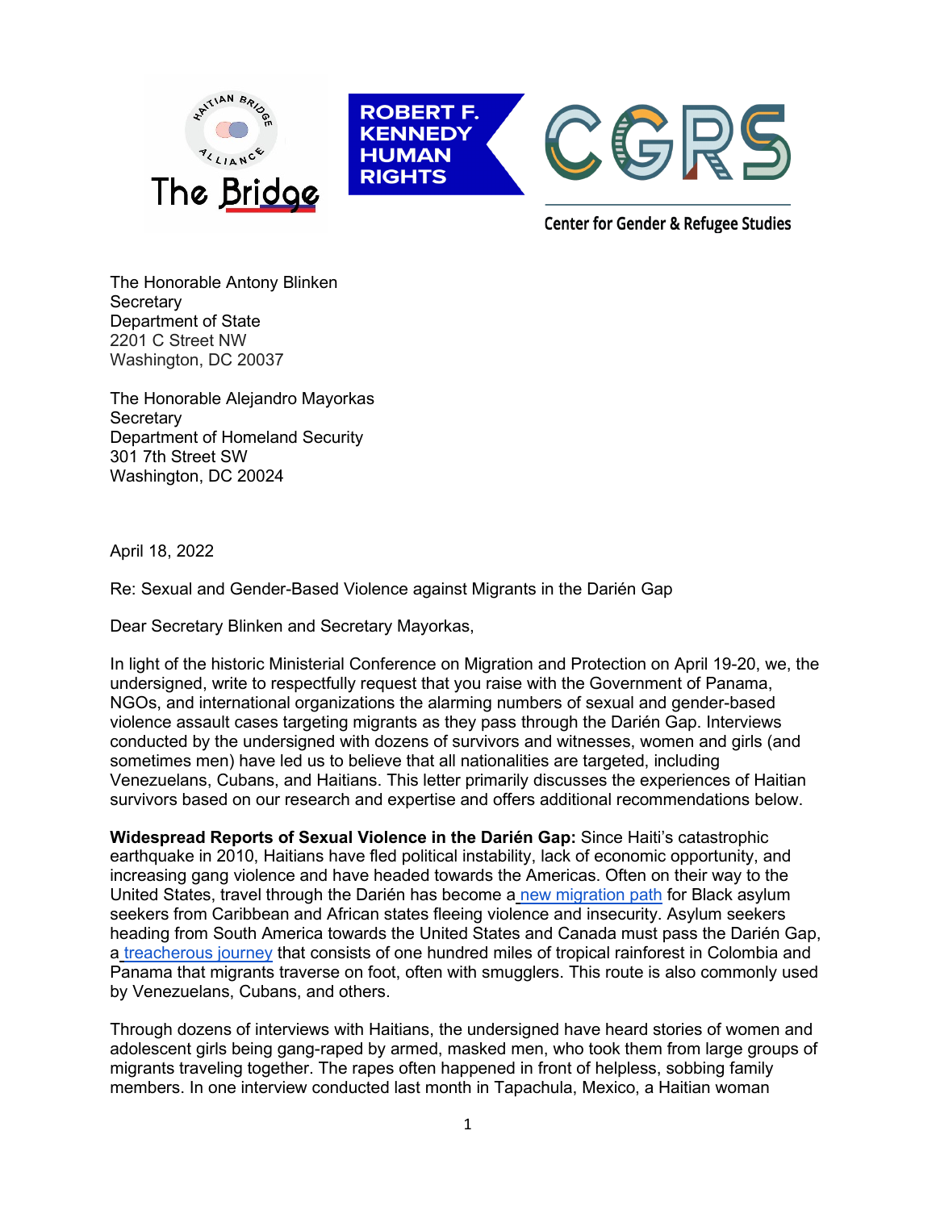The Honorable Antony Blinken
Secretary
Department of State
2201 C Street NW
Washington, DC 20037

The Honorable Alejandro Mayorkas
Secretary
Department of Homeland Security
301 7th Street SW
Washington, DC 20024

April 18, 2022

Re: Sexual and Gender-Based Violence against Migrants in the Darién Gap

Dear Secretary Blinken and Secretary Mayorkas,

In light of the historic Ministerial Conference on Migration and Protection on April 19-20, we, the undersigned, write to respectfully request that you raise with the Government of Panama, NGOs, and international organizations the alarming numbers of sexual and gender-based violence assault cases targeting migrants as they pass through the Darién Gap. Interviews conducted by the undersigned with dozens of survivors and witnesses, women and girls (and sometimes men) have led us to believe that all nationalities are targeted, including Venezuelans, Cubans, and Haitians. This letter primarily discusses the experiences of Haitian survivors based on our research and expertise and offers additional recommendations below.

**Widespread Reports of Sexual Violence in the Darién Gap:** Since Haiti's catastrophic earthquake in 2010, Haitians have fled political instability, lack of economic opportunity, and increasing gang violence and have headed towards the Americas. Often on their way to the United States, travel through the Darién has become a new migration path for Black asylum seekers from Caribbean and African states fleeing violence and insecurity. Asylum seekers heading from South America towards the United States and Canada must pass the Darién Gap, a treacherous journey that consists of one hundred miles of tropical rainforest in Colombia and Panama that migrants traverse on foot, often with smugglers. This route is also commonly used by Venezuelans, Cubans, and others.

Through dozens of interviews with Haitians, the undersigned have heard stories of women and adolescent girls being gang-raped by armed, masked men, who took them from large groups of migrants traveling together. The rapes often happened in front of helpless, sobbing family members. In one interview conducted last month in Tapachula, Mexico, a Haitian woman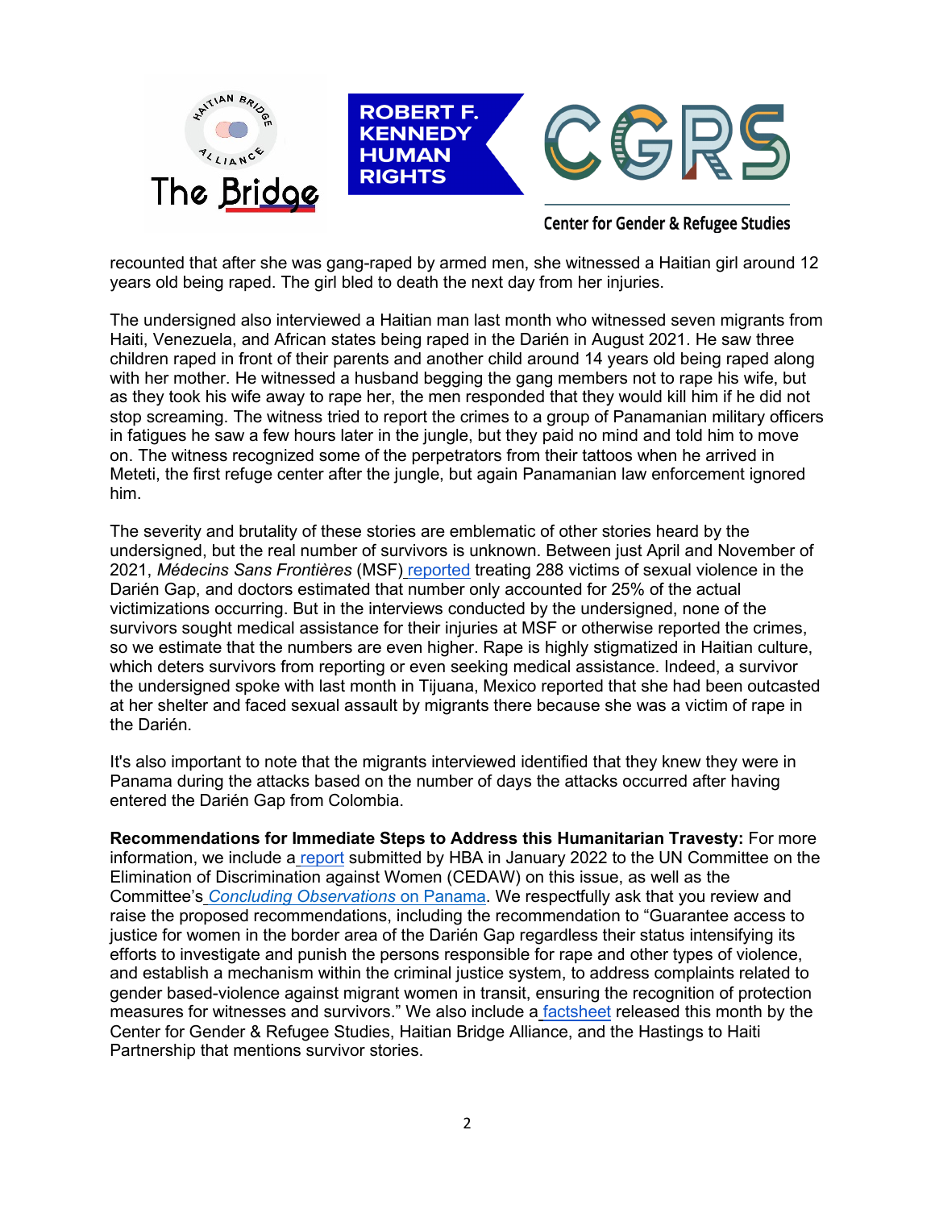recounted that after she was gang-raped by armed men, she witnessed a Haitian girl around 12 years old being raped. The girl bled to death the next day from her injuries.

The undersigned also interviewed a Haitian man last month who witnessed seven migrants from Haiti, Venezuela, and African states being raped in the Darién in August 2021. He saw three children raped in front of their parents and another child around 14 years old being raped along with her mother. He witnessed a husband begging the gang members not to rape his wife, but as they took his wife away to rape her, the men responded that they would kill him if he did not stop screaming. The witness tried to report the crimes to a group of Panamanian military officers in fatigues he saw a few hours later in the jungle, but they paid no mind and told him to move on. The witness recognized some of the perpetrators from their tattoos when he arrived in Meteti, the first refuge center after the jungle, but again Panamanian law enforcement ignored him.

The severity and brutality of these stories are emblematic of other stories heard by the undersigned, but the real number of survivors is unknown. Between just April and November of 2021, *Médecins Sans Frontières* (MSF) reported treating 288 victims of sexual violence in the Darién Gap, and doctors estimated that number only accounted for 25% of the actual victimizations occurring. But in the interviews conducted by the undersigned, none of the survivors sought medical assistance for their injuries at MSF or otherwise reported the crimes, so we estimate that the numbers are even higher. Rape is highly stigmatized in Haitian culture, which deters survivors from reporting or even seeking medical assistance. Indeed, a survivor the undersigned spoke with last month in Tijuana, Mexico reported that she had been outcasted at her shelter and faced sexual assault by migrants there because she was a victim of rape in the Darién.

It's also important to note that the migrants interviewed identified that they knew they were in Panama during the attacks based on the number of days the attacks occurred after having entered the Darién Gap from Colombia.

**Recommendations for Immediate Steps to Address this Humanitarian Travesty:** For more information, we include a report submitted by HBA in January 2022 to the UN Committee on the Elimination of Discrimination against Women (CEDAW) on this issue, as well as the Committee's *Concluding Observations* on Panama. We respectfully ask that you review and raise the proposed recommendations, including the recommendation to "Guarantee access to justice for women in the border area of the Darién Gap regardless their status intensifying its efforts to investigate and punish the persons responsible for rape and other types of violence, and establish a mechanism within the criminal justice system, to address complaints related to gender based-violence against migrant women in transit, ensuring the recognition of protection measures for witnesses and survivors." We also include a factsheet released this month by the Center for Gender & Refugee Studies, Haitian Bridge Alliance, and the Hastings to Haiti Partnership that mentions survivor stories.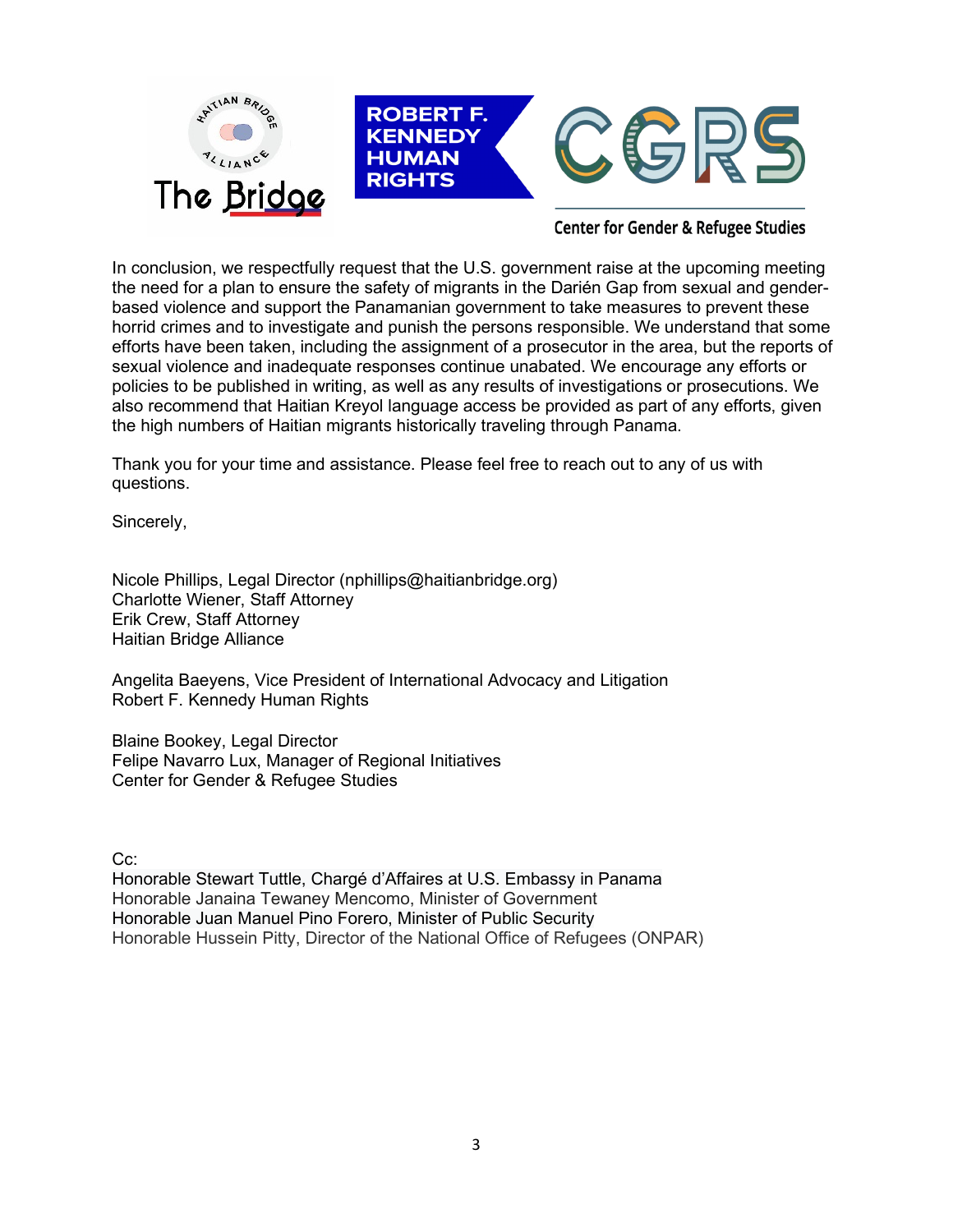In conclusion, we respectfully request that the U.S. government raise at the upcoming meeting the need for a plan to ensure the safety of migrants in the Darién Gap from sexual and gender-based violence and support the Panamanian government to take measures to prevent these horrid crimes and to investigate and punish the persons responsible. We understand that some efforts have been taken, including the assignment of a prosecutor in the area, but the reports of sexual violence and inadequate responses continue unabated. We encourage any efforts or policies to be published in writing, as well as any results of investigations or prosecutions. We also recommend that Haitian Kreyol language access be provided as part of any efforts, given the high numbers of Haitian migrants historically traveling through Panama.

Thank you for your time and assistance. Please feel free to reach out to any of us with questions.

Sincerely,

Nicole Phillips, Legal Director (nphillips@haitianbridge.org)
Charlotte Wiener, Staff Attorney
Erik Crew, Staff Attorney
Haitian Bridge Alliance

Angelita Baeyens, Vice President of International Advocacy and Litigation
Robert F. Kennedy Human Rights

Blaine Bookey, Legal Director
Felipe Navarro Lux, Manager of Regional Initiatives
Center for Gender & Refugee Studies

Cc:
Honorable Stewart Tuttle, Chargé d'Affaires at U.S. Embassy in Panama
Honorable Janaina Tewaney Mencomo, Minister of Government
Honorable Juan Manuel Pino Forero, Minister of Public Security
Honorable Hussein Pitty, Director of the National Office of Refugees (ONPAR)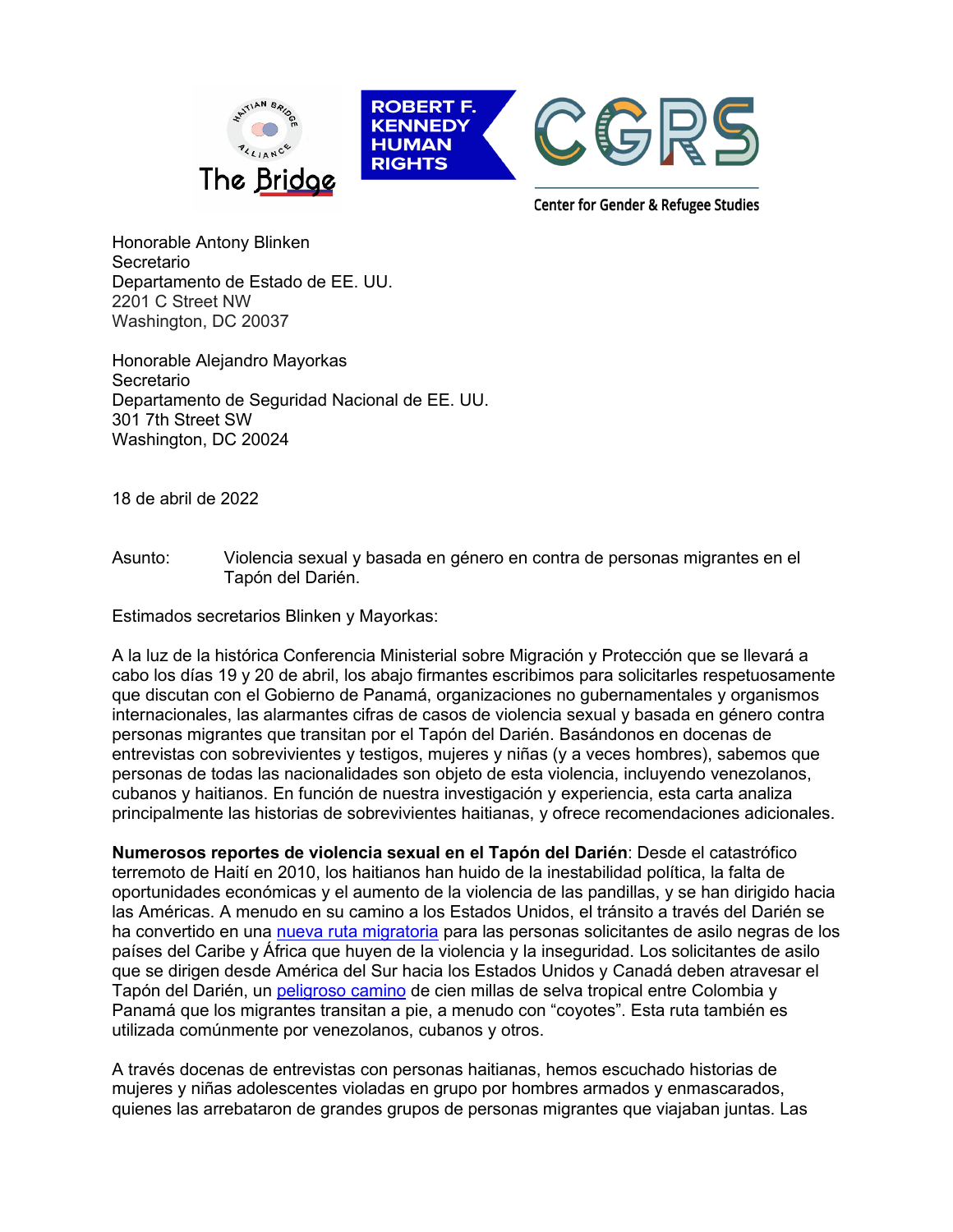Honorable Antony Blinken
Secretario
Departamento de Estado de EE. UU.
2201 C Street NW
Washington, DC 20037

Honorable Alejandro Mayorkas
Secretario
Departamento de Seguridad Nacional de EE. UU.
301 7th Street SW
Washington, DC 20024

18 de abril de 2022

Asunto: Violencia sexual y basada en género en contra de personas migrantes en el Tapón del Darién.

Estimados secretarios Blinken y Mayorkas:

A la luz de la histórica Conferencia Ministerial sobre Migración y Protección que se llevará a cabo los días 19 y 20 de abril, los abajo firmantes escribimos para solicitarles respetuosamente que discutan con el Gobierno de Panamá, organizaciones no gubernamentales y organismos internacionales, las alarmantes cifras de casos de violencia sexual y basada en género contra personas migrantes que transitan por el Tapón del Darién. Basándonos en docenas de entrevistas con sobrevivientes y testigos, mujeres y niñas (y a veces hombres), sabemos que personas de todas las nacionalidades son objeto de esta violencia, incluyendo venezolanos, cubanos y haitianos. En función de nuestra investigación y experiencia, esta carta analiza principalmente las historias de sobrevivientes haitianas, y ofrece recomendaciones adicionales.

**Numerosos reportes de violencia sexual en el Tapón del Darién**: Desde el catastrófico terremoto de Haití en 2010, los haitianos han huido de la inestabilidad política, la falta de oportunidades económicas y el aumento de la violencia de las pandillas, y se han dirigido hacia las Américas. A menudo en su camino a los Estados Unidos, el tránsito a través del Darién se ha convertido en una nueva ruta migratoria para las personas solicitantes de asilo negras de los países del Caribe y África que huyen de la violencia y la inseguridad. Los solicitantes de asilo que se dirigen desde América del Sur hacia los Estados Unidos y Canadá deben atravesar el Tapón del Darién, un peligroso camino de cien millas de selva tropical entre Colombia y Panamá que los migrantes transitan a pie, a menudo con "coyotes". Esta ruta también es utilizada comúnmente por venezolanos, cubanos y otros.

A través docenas de entrevistas con personas haitianas, hemos escuchado historias de mujeres y niñas adolescentes violadas en grupo por hombres armados y enmascarados, quienes las arrebataron de grandes grupos de personas migrantes que viajaban juntas. Las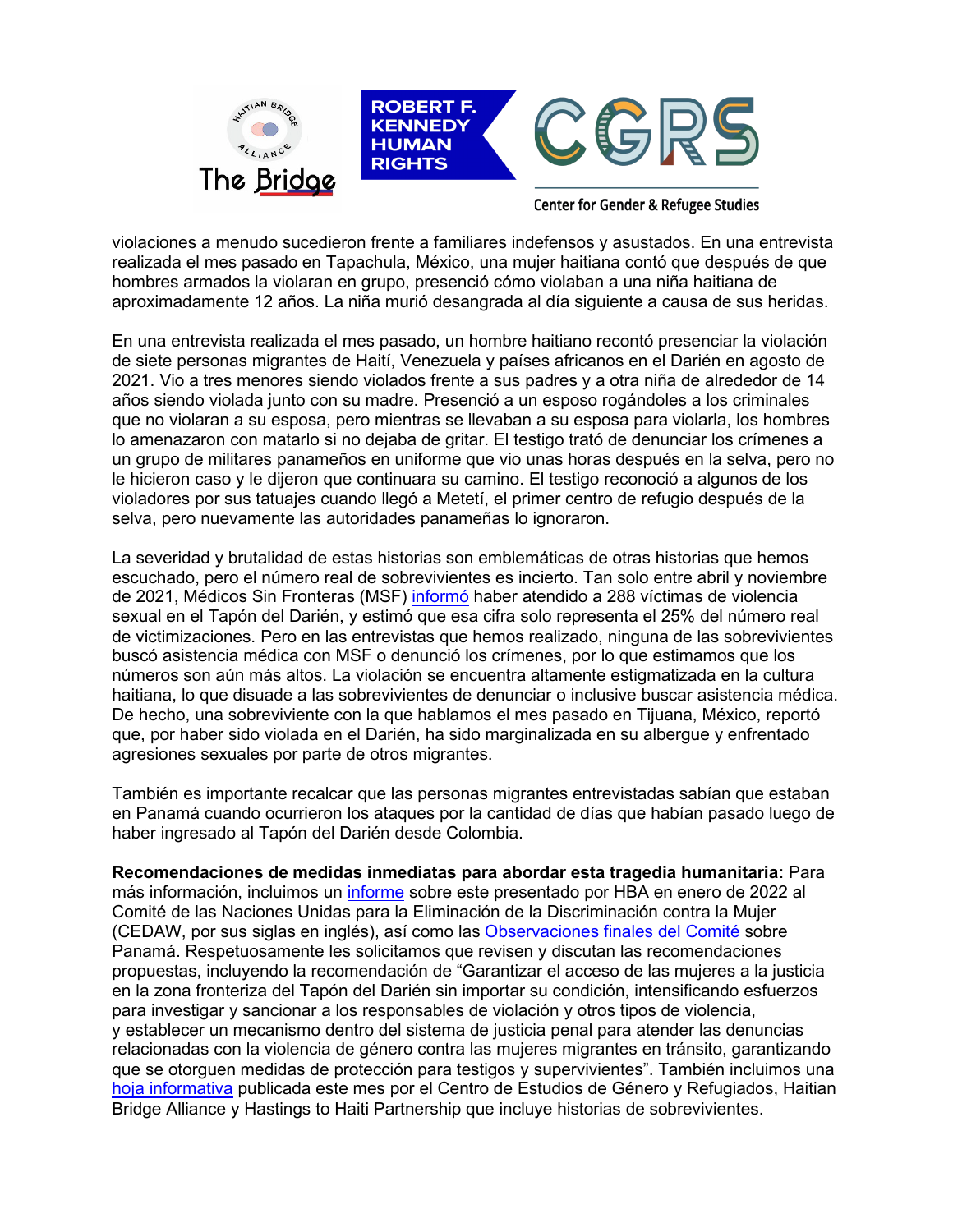violaciones a menudo sucedieron frente a familiares indefensos y asustados. En una entrevista realizada el mes pasado en Tapachula, México, una mujer haitiana contó que después de que hombres armados la violaran en grupo, presenció cómo violaban a una niña haitiana de aproximadamente 12 años. La niña murió desangrada al día siguiente a causa de sus heridas.

En una entrevista realizada el mes pasado, un hombre haitiano recontó presenciar la violación de siete personas migrantes de Haití, Venezuela y países africanos en el Darién en agosto de 2021. Vio a tres menores siendo violados frente a sus padres y a otra niña de alrededor de 14 años siendo violada junto con su madre. Presenció a un esposo rogándoles a los criminales que no violaran a su esposa, pero mientras se llevaban a su esposa para violarla, los hombres lo amenazaron con matarlo si no dejaba de gritar. El testigo trató de denunciar los crímenes a un grupo de militares panameños en uniforme que vio unas horas después en la selva, pero no le hicieron caso y le dijeron que continuara su camino. El testigo reconoció a algunos de los violadores por sus tatuajes cuando llegó a Metetí, el primer centro de refugio después de la selva, pero nuevamente las autoridades panameñas lo ignoraron.

La severidad y brutalidad de estas historias son emblemáticas de otras historias que hemos escuchado, pero el número real de sobrevivientes es incierto. Tan solo entre abril y noviembre de 2021, Médicos Sin Fronteras (MSF) informó haber atendido a 288 víctimas de violencia sexual en el Tapón del Darién, y estimó que esa cifra solo representa el 25% del número real de victimizaciones. Pero en las entrevistas que hemos realizado, ninguna de las sobrevivientes buscó asistencia médica con MSF o denunció los crímenes, por lo que estimamos que los números son aún más altos. La violación se encuentra altamente estigmatizada en la cultura haitiana, lo que disuade a las sobrevivientes de denunciar o inclusive buscar asistencia médica. De hecho, una sobreviviente con la que hablamos el mes pasado en Tijuana, México, reportó que, por haber sido violada en el Darién, ha sido marginalizada en su albergue y enfrentado agresiones sexuales por parte de otros migrantes.

También es importante recalcar que las personas migrantes entrevistadas sabían que estaban en Panamá cuando ocurrieron los ataques por la cantidad de días que habían pasado luego de haber ingresado al Tapón del Darién desde Colombia.

**Recomendaciones de medidas inmediatas para abordar esta tragedia humanitaria:** Para más información, incluimos un informe sobre este presentado por HBA en enero de 2022 al Comité de las Naciones Unidas para la Eliminación de la Discriminación contra la Mujer (CEDAW, por sus siglas en inglés), así como las Observaciones finales del Comité sobre Panamá. Respetuosamente les solicitamos que revisen y discutan las recomendaciones propuestas, incluyendo la recomendación de "Garantizar el acceso de las mujeres a la justicia en la zona fronteriza del Tapón del Darién sin importar su condición, intensificando esfuerzos para investigar y sancionar a los responsables de violación y otros tipos de violencia, y establecer un mecanismo dentro del sistema de justicia penal para atender las denuncias relacionadas con la violencia de género contra las mujeres migrantes en tránsito, garantizando que se otorguen medidas de protección para testigos y supervivientes". También incluimos una hoja informativa publicada este mes por el Centro de Estudios de Género y Refugiados, Haitian Bridge Alliance y Hastings to Haiti Partnership que incluye historias de sobrevivientes.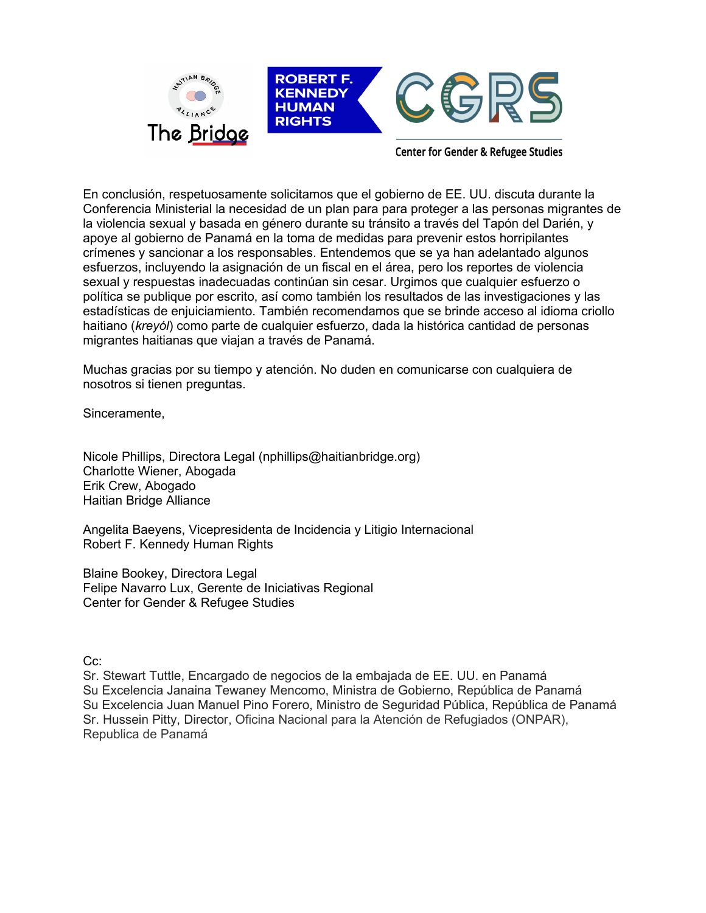En conclusión, respetuosamente solicitamos que el gobierno de EE. UU. discuta durante la Conferencia Ministerial la necesidad de un plan para para proteger a las personas migrantes de la violencia sexual y basada en género durante su tránsito a través del Tapón del Darién, y apoye al gobierno de Panamá en la toma de medidas para prevenir estos horripilantes crímenes y sancionar a los responsables. Entendemos que se ya han adelantado algunos esfuerzos, incluyendo la asignación de un fiscal en el área, pero los reportes de violencia sexual y respuestas inadecuadas continúan sin cesar. Urgimos que cualquier esfuerzo o política se publique por escrito, así como también los resultados de las investigaciones y las estadísticas de enjuiciamiento. También recomendamos que se brinde acceso al idioma criollo haitiano (*kreyól*) como parte de cualquier esfuerzo, dada la histórica cantidad de personas migrantes haitianas que viajan a través de Panamá.

Muchas gracias por su tiempo y atención. No duden en comunicarse con cualquiera de nosotros si tienen preguntas.

Sinceramente,

Nicole Phillips, Directora Legal (nphillips@haitianbridge.org)
Charlotte Wiener, Abogada
Erik Crew, Abogado
Haitian Bridge Alliance

Angelita Baeyens, Vicepresidenta de Incidencia y Litigio Internacional
Robert F. Kennedy Human Rights

Blaine Bookey, Directora Legal
Felipe Navarro Lux, Gerente de Iniciativas Regional
Center for Gender & Refugee Studies

Cc:
Sr. Stewart Tuttle, Encargado de negocios de la embajada de EE. UU. en Panamá
Su Excelencia Janaina Tewaney Mencomo, Ministra de Gobierno, República de Panamá
Su Excelencia Juan Manuel Pino Forero, Ministro de Seguridad Pública, República de Panamá
Sr. Hussein Pitty, Director, Oficina Nacional para la Atención de Refugiados (ONPAR), Republica de Panamá